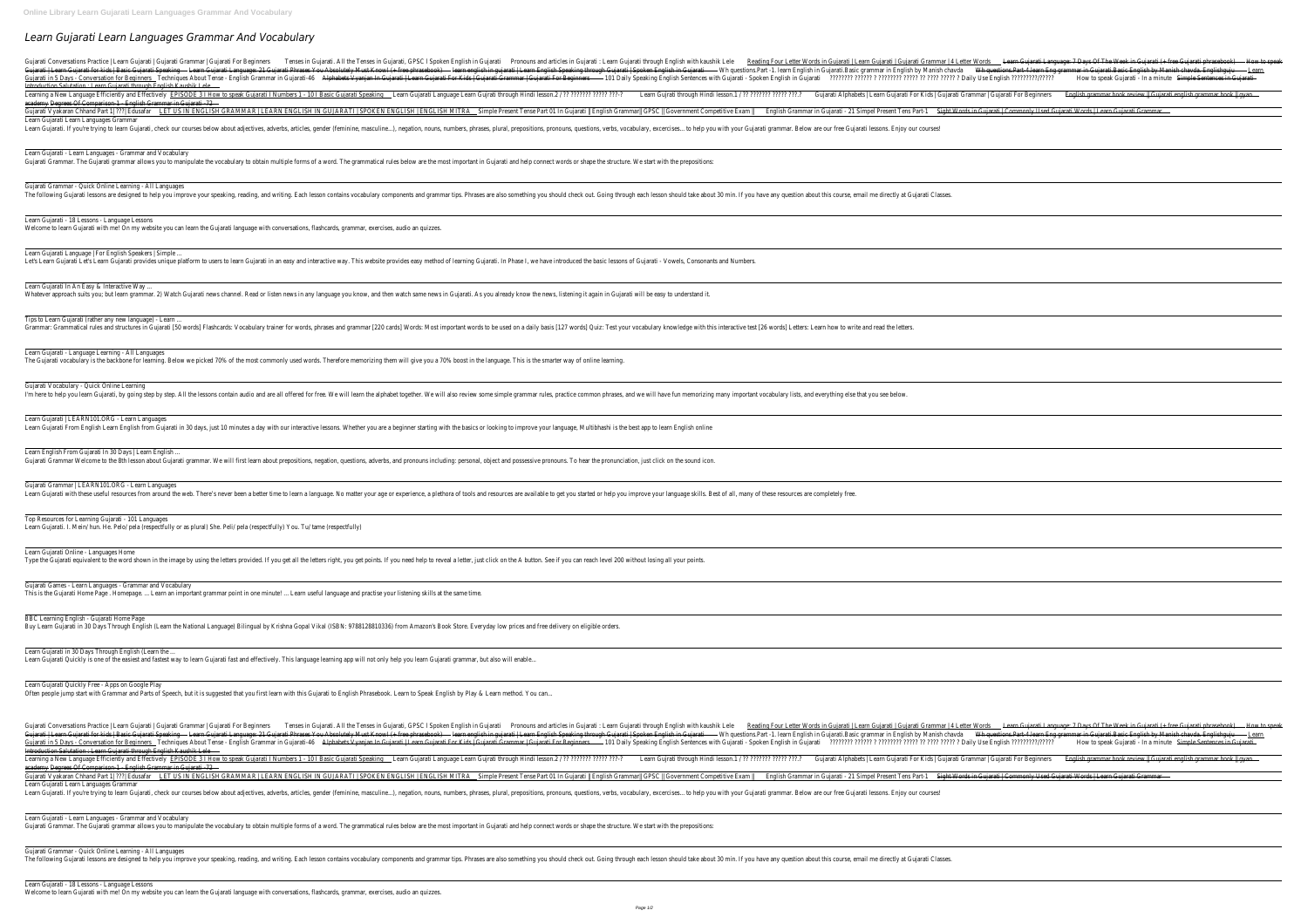# Learn Gujarati Learn Languages Grammar And Vocabulary

Gujarati Conversations Practice | Learn Gujarati | Gujarati Grammar | Gujarati For Beginners Tenses in Gujarati. All the Tenses in Gujarati, GPSC l Spoken English in Gujarati Pronouns and articles in Gujarati : Learn Gujarati through English with kaushik Lele Reading Four Letter Words in Gujarati | Learn Gujarati | Gujarati Grammar | 4 Letter Words Learn Gujarati Language: 7 Days Of The Week in Gujarati (+ free Gujarati phrasebook) How to speak Gujarati | Learn Gujarati for kids | Basic Gujarati Speaking Learn Gujarati Language: 21 Gujarati Phrases You Absolutely Must Know! (+ free phrasebook) learn english in gujarati | Learn English Speaking through Gujarati | Spoken English in Gujarati Wh questions.Part -1. learn English in Gujarati.Basic grammar in English by Manish chavda Wh questions.Part-4 learn Eng grammar in Gujarati.Basic English by Manish chavda. Englishguju Learn Gujarati in 5 Days - Conversation for Beginners Techniques About Tense - English Grammar in Gujarati-46 Alphabets Vyanjan In Gujarati | Learn Gujarati For Kids | Gujarati Grammar | Gujarati For Beginners 101 Daily Speaking English Sentences with Gujarati - Spoken English in Gujarati ???????? ?????? ? ???????? ????? ?? ???? ????? ? Daily Use English ?????????/????? How to speak Gujarati - In a minute Simple Sentences in Gujarati - Introduction Salutation : Learn Gujarati through English Kaushik Lele

Learning a New Language Efficiently and Effectively EPISODE 3 l How to speak Gujarati l Numbers 1 - 10 l Basic Gujarati Speaking Learn Gujarati Language Learn Gujrati through Hindi lesson.2 / ?? ??????? ????? ???-? Learn Gujrati through Hindi lesson.1 / ?? ??????? ????? ???.? Gujarati Alphabets | Learn Gujarati For Kids | Gujarati Grammar | Gujarati For Beginners English grammar book review || Gujarati english grammar book ||gyan academy Degrees Of Comparison-1 - English Grammar in Gujarati - 72

Gujarati Vyakaran Chhand Part 1| ???| Edusafar LET US IN ENGLISH GRAMMAR | LEARN ENGLISH IN GUJARATI | SPOKEN ENGLISH | ENGLISH MITRA Simple Present Tense Part 01 In Gujarati || English Grammar|| GPSC || Government Competitive Exam || English Grammar in Gujarati - 21 Simpel Present Tens Part-1 Sight Words in Gujarati | Commonly Used Gujarati Words | Learn Gujarati Grammar

Learn Gujarati Learn Languages Grammar
Learn Gujarati. If you're trying to learn Gujarati, check our courses below about adjectives, adverbs, articles, gender (feminine, masculine...), negation, nouns, numbers, phrases, plural, prepositions, pronouns, questions, verbs, vocabulary, excercises... to help you with your Gujarati grammar. Below are our free Gujarati lessons. Enjoy our courses!

Learn Gujarati - Learn Languages - Grammar and Vocabulary
Gujarati Grammar. The Gujarati grammar allows you to manipulate the vocabulary to obtain multiple forms of a word. The grammatical rules below are the most important in Gujarati and help connect words or shape the structure. We start with the prepositions:

Gujarati Grammar - Quick Online Learning - All Languages
The following Gujarati lessons are designed to help you improve your speaking, reading, and writing. Each lesson contains vocabulary components and grammar tips. Phrases are also something you should check out. Going through each lesson should take about 30 min. If you have any question about this course, email me directly at Gujarati Classes.

Learn Gujarati - 18 Lessons - Language Lessons
Welcome to learn Gujarati with me! On my website you can learn the Gujarati language with conversations, flashcards, grammar, exercises, audio an quizzes.

Learn Gujarati Language | For English Speakers | Simple ...
Let's Learn Gujarati Let's Learn Gujarati provides unique platform to users to learn Gujarati in an easy and interactive way. This website provides easy method of learning Gujarati. In Phase I, we have introduced the basic lessons of Gujarati - Vowels, Consonants and Numbers.

Learn Gujarati In An Easy & Interactive Way ...
Whatever approach suits you; but learn grammar. 2) Watch Gujarati news channel. Read or listen news in any language you know, and then watch same news in Gujarati. As you already know the news, listening it again in Gujarati will be easy to understand it.

Tips to Learn Gujarati (rather any new language) - Learn ...
Grammar: Grammatical rules and structures in Gujarati [50 words] Flashcards: Vocabulary trainer for words, phrases and grammar [220 cards] Words: Most important words to be used on a daily basis [127 words] Quiz: Test your vocabulary knowledge with this interactive test [26 words] Letters: Learn how to write and read the letters.

Learn Gujarati - Language Learning - All Languages
The Gujarati vocabulary is the backbone for learning. Below we picked 70% of the most commonly used words. Therefore memorizing them will give you a 70% boost in the language. This is the smarter way of online learning.

Gujarati Vocabulary - Quick Online Learning
I'm here to help you learn Gujarati, by going step by step. All the lessons contain audio and are all offered for free. We will learn the alphabet together. We will also review some simple grammar rules, practice common phrases, and we will have fun memorizing many important vocabulary lists, and everything else that you see below.

Learn Gujarati | LEARN101.ORG - Learn Languages
Learn Gujarati From English Learn English from Gujarati in 30 days, just 10 minutes a day with our interactive lessons. Whether you are a beginner starting with the basics or looking to improve your language, Multibhashi is the best app to learn English online

Learn English From Gujarati In 30 Days | Learn English ...
Gujarati Grammar Welcome to the 8th lesson about Gujarati grammar. We will first learn about prepositions, negation, questions, adverbs, and pronouns including: personal, object and possessive pronouns. To hear the pronunciation, just click on the sound icon.

Gujarati Grammar | LEARN101.ORG - Learn Languages
Learn Gujarati with these useful resources from around the web. There's never been a better time to learn a language. No matter your age or experience, a plethora of tools and resources are available to get you started or help you improve your language skills. Best of all, many of these resources are completely free.

Top Resources for Learning Gujarati - 101 Languages
Learn Gujarati. I. Mein/ hun. He. Pelo/ pela (respectfully or as plural) She. Peli/ pela (respectfully) You. Tu/ tame (respectfully)

Learn Gujarati Online - Languages Home
Type the Gujarati equivalent to the word shown in the image by using the letters provided. If you get all the letters right, you get points. If you need help to reveal a letter, just click on the A button. See if you can reach level 200 without losing all your points.

Gujarati Games - Learn Languages - Grammar and Vocabulary
This is the Gujarati Home Page . Homepage. ... Learn an important grammar point in one minute! ... Learn useful language and practise your listening skills at the same time.

BBC Learning English - Gujarati Home Page
Buy Learn Gujarati in 30 Days Through English (Learn the National Language) Bilingual by Krishna Gopal Vikal (ISBN: 9788128810336) from Amazon's Book Store. Everyday low prices and free delivery on eligible orders.

Learn Gujarati in 30 Days Through English (Learn the ...
Learn Gujarati Quickly is one of the easiest and fastest way to learn Gujarati fast and effectively. This language learning app will not only help you learn Gujarati grammar, but also will enable...

Learn Gujarati Quickly Free - Apps on Google Play
Often people jump start with Grammar and Parts of Speech, but it is suggested that you first learn with this Gujarati to English Phrasebook. Learn to Speak English by Play & Learn method. You can...

Gujarati Conversations Practice | Learn Gujarati | Gujarati Grammar | Gujarati For Beginners Tenses in Gujarati. All the Tenses in Gujarati, GPSC l Spoken English in Gujarati Pronouns and articles in Gujarati : Learn Gujarati through English with kaushik Lele Reading Four Letter Words in Gujarati | Learn Gujarati | Gujarati Grammar | 4 Letter Words Learn Gujarati Language: 7 Days Of The Week in Gujarati (+ free Gujarati phrasebook) How to speak Gujarati | Learn Gujarati for kids | Basic Gujarati Speaking Learn Gujarati Language: 21 Gujarati Phrases You Absolutely Must Know! (+ free phrasebook) learn english in gujarati | Learn English Speaking through Gujarati | Spoken English in Gujarati Wh questions.Part -1. learn English in Gujarati.Basic grammar in English by Manish chavda Wh questions.Part-4 learn Eng grammar in Gujarati.Basic English by Manish chavda. Englishguju Learn Gujarati in 5 Days - Conversation for Beginners Techniques About Tense - English Grammar in Gujarati-46 Alphabets Vyanjan In Gujarati | Learn Gujarati For Kids | Gujarati Grammar | Gujarati For Beginners 101 Daily Speaking English Sentences with Gujarati - Spoken English in Gujarati ???????? ?????? ? ???????? ????? ?? ???? ????? ? Daily Use English ?????????/????? How to speak Gujarati - In a minute Simple Sentences in Gujarati - Introduction Salutation : Learn Gujarati through English Kaushik Lele

Learning a New Language Efficiently and Effectively EPISODE 3 l How to speak Gujarati l Numbers 1 - 10 l Basic Gujarati Speaking Learn Gujarati Language Learn Gujrati through Hindi lesson.2 / ?? ??????? ????? ???-? Learn Gujrati through Hindi lesson.1 / ?? ??????? ????? ???.? Gujarati Alphabets | Learn Gujarati For Kids | Gujarati Grammar | Gujarati For Beginners English grammar book review || Gujarati english grammar book ||gyan academy Degrees Of Comparison-1 - English Grammar in Gujarati - 72

Gujarati Vyakaran Chhand Part 1| ???| Edusafar LET US IN ENGLISH GRAMMAR | LEARN ENGLISH IN GUJARATI | SPOKEN ENGLISH | ENGLISH MITRA Simple Present Tense Part 01 In Gujarati || English Grammar|| GPSC || Government Competitive Exam || English Grammar in Gujarati - 21 Simpel Present Tens Part-1 Sight Words in Gujarati | Commonly Used Gujarati Words | Learn Gujarati Grammar

Learn Gujarati Learn Languages Grammar
Learn Gujarati. If you're trying to learn Gujarati, check our courses below about adjectives, adverbs, articles, gender (feminine, masculine...), negation, nouns, numbers, phrases, plural, prepositions, pronouns, questions, verbs, vocabulary, excercises... to help you with your Gujarati grammar. Below are our free Gujarati lessons. Enjoy our courses!

Learn Gujarati - Learn Languages - Grammar and Vocabulary
Gujarati Grammar. The Gujarati grammar allows you to manipulate the vocabulary to obtain multiple forms of a word. The grammatical rules below are the most important in Gujarati and help connect words or shape the structure. We start with the prepositions:

Gujarati Grammar - Quick Online Learning - All Languages
The following Gujarati lessons are designed to help you improve your speaking, reading, and writing. Each lesson contains vocabulary components and grammar tips. Phrases are also something you should check out. Going through each lesson should take about 30 min. If you have any question about this course, email me directly at Gujarati Classes.

Learn Gujarati - 18 Lessons - Language Lessons
Welcome to learn Gujarati with me! On my website you can learn the Gujarati language with conversations, flashcards, grammar, exercises, audio an quizzes.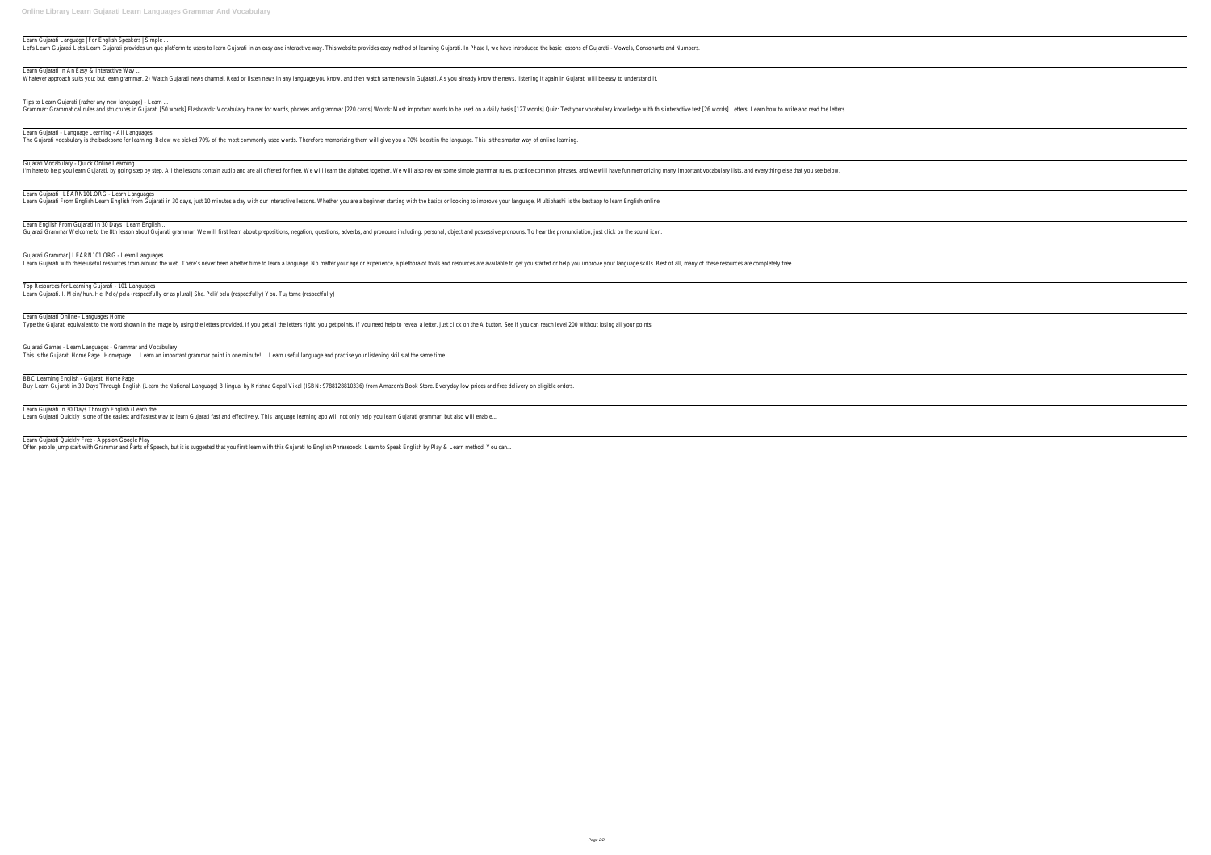Learn Gujarati Language | For English Speakers | Simple ...
Let's Learn Gujarati Let's Learn Gujarati provides unique platform to users to learn Gujarati in an easy and interactive way. This website provides easy method of learning Gujarati. In Phase I, we have introduced the basic lessons of Gujarati - Vowels, Consonants and Numbers.

Learn Gujarati In An Easy & Interactive Way ...
Whatever approach suits you; but learn grammar. 2) Watch Gujarati news channel. Read or listen news in any language you know, and then watch same news in Gujarati. As you already know the news, listening it again in Gujarati will be easy to understand it.

Tips to Learn Gujarati (rather any new language) - Learn ...
Grammar: Grammatical rules and structures in Gujarati [50 words] Flashcards: Vocabulary trainer for words, phrases and grammar [220 cards] Words: Most important words to be used on a daily basis [127 words] Quiz: Test your vocabulary knowledge with this interactive test [26 words] Letters: Learn how to write and read the letters.

Learn Gujarati - Language Learning - All Languages
The Gujarati vocabulary is the backbone for learning. Below we picked 70% of the most commonly used words. Therefore memorizing them will give you a 70% boost in the language. This is the smarter way of online learning.

Gujarati Vocabulary - Quick Online Learning
I'm here to help you learn Gujarati, by going step by step. All the lessons contain audio and are all offered for free. We will learn the alphabet together. We will also review some simple grammar rules, practice common phrases, and we will have fun memorizing many important vocabulary lists, and everything else that you see below.

Learn Gujarati | LEARN101.ORG - Learn Languages
Learn Gujarati From English Learn English from Gujarati in 30 days, just 10 minutes a day with our interactive lessons. Whether you are a beginner starting with the basics or looking to improve your language, Multibhashi is the best app to learn English online

Learn English From Gujarati In 30 Days | Learn English ...
Gujarati Grammar Welcome to the 8th lesson about Gujarati grammar. We will first learn about prepositions, negation, questions, adverbs, and pronouns including: personal, object and possessive pronouns. To hear the pronunciation, just click on the sound icon.

Gujarati Grammar | LEARN101.ORG - Learn Languages
Learn Gujarati with these useful resources from around the web. There's never been a better time to learn a language. No matter your age or experience, a plethora of tools and resources are available to get you started or help you improve your language skills. Best of all, many of these resources are completely free.

Top Resources for Learning Gujarati - 101 Languages
Learn Gujarati. I. Mein/ hun. He. Pelo/ pela (respectfully or as plural) She. Peli/ pela (respectfully) You. Tu/ tame (respectfully)

Learn Gujarati Online - Languages Home
Type the Gujarati equivalent to the word shown in the image by using the letters provided. If you get all the letters right, you get points. If you need help to reveal a letter, just click on the A button. See if you can reach level 200 without losing all your points.

Gujarati Games - Learn Languages - Grammar and Vocabulary
This is the Gujarati Home Page . Homepage. ... Learn an important grammar point in one minute! ... Learn useful language and practise your listening skills at the same time.

BBC Learning English - Gujarati Home Page
Buy Learn Gujarati in 30 Days Through English (Learn the National Language) Bilingual by Krishna Gopal Vikal (ISBN: 9788128810336) from Amazon's Book Store. Everyday low prices and free delivery on eligible orders.

Learn Gujarati in 30 Days Through English (Learn the ...
Learn Gujarati Quickly is one of the easiest and fastest way to learn Gujarati fast and effectively. This language learning app will not only help you learn Gujarati grammar, but also will enable...

Learn Gujarati Quickly Free - Apps on Google Play
Often people jump start with Grammar and Parts of Speech, but it is suggested that you first learn with this Gujarati to English Phrasebook. Learn to Speak English by Play & Learn method. You can...